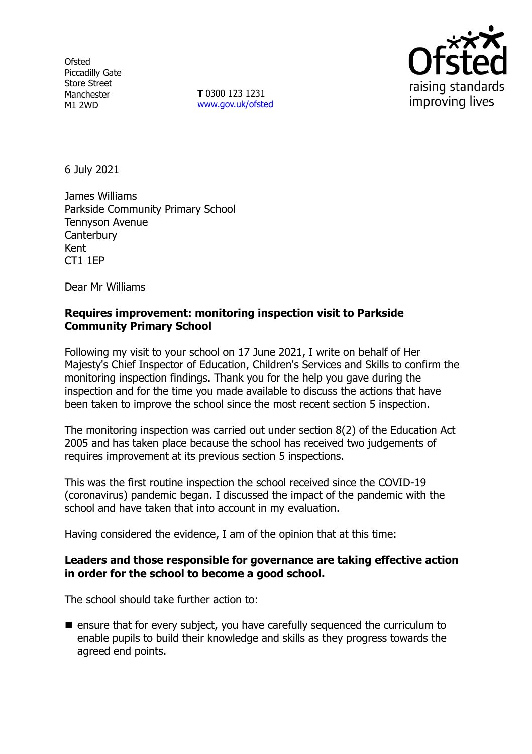Ofsted
Piccadilly Gate
Store Street
Manchester
M1 2WD

**T** 0300 123 1231
www.gov.uk/ofsted

6 July 2021

James Williams
Parkside Community Primary School
Tennyson Avenue
Canterbury
Kent
CT1 1EP

Dear Mr Williams

**Requires improvement: monitoring inspection visit to Parkside Community Primary School**

Following my visit to your school on 17 June 2021, I write on behalf of Her Majesty's Chief Inspector of Education, Children's Services and Skills to confirm the monitoring inspection findings. Thank you for the help you gave during the inspection and for the time you made available to discuss the actions that have been taken to improve the school since the most recent section 5 inspection.

The monitoring inspection was carried out under section 8(2) of the Education Act 2005 and has taken place because the school has received two judgements of requires improvement at its previous section 5 inspections.

This was the first routine inspection the school received since the COVID-19 (coronavirus) pandemic began. I discussed the impact of the pandemic with the school and have taken that into account in my evaluation.

Having considered the evidence, I am of the opinion that at this time:

**Leaders and those responsible for governance are taking effective action in order for the school to become a good school.**

The school should take further action to:

- ensure that for every subject, you have carefully sequenced the curriculum to enable pupils to build their knowledge and skills as they progress towards the agreed end points.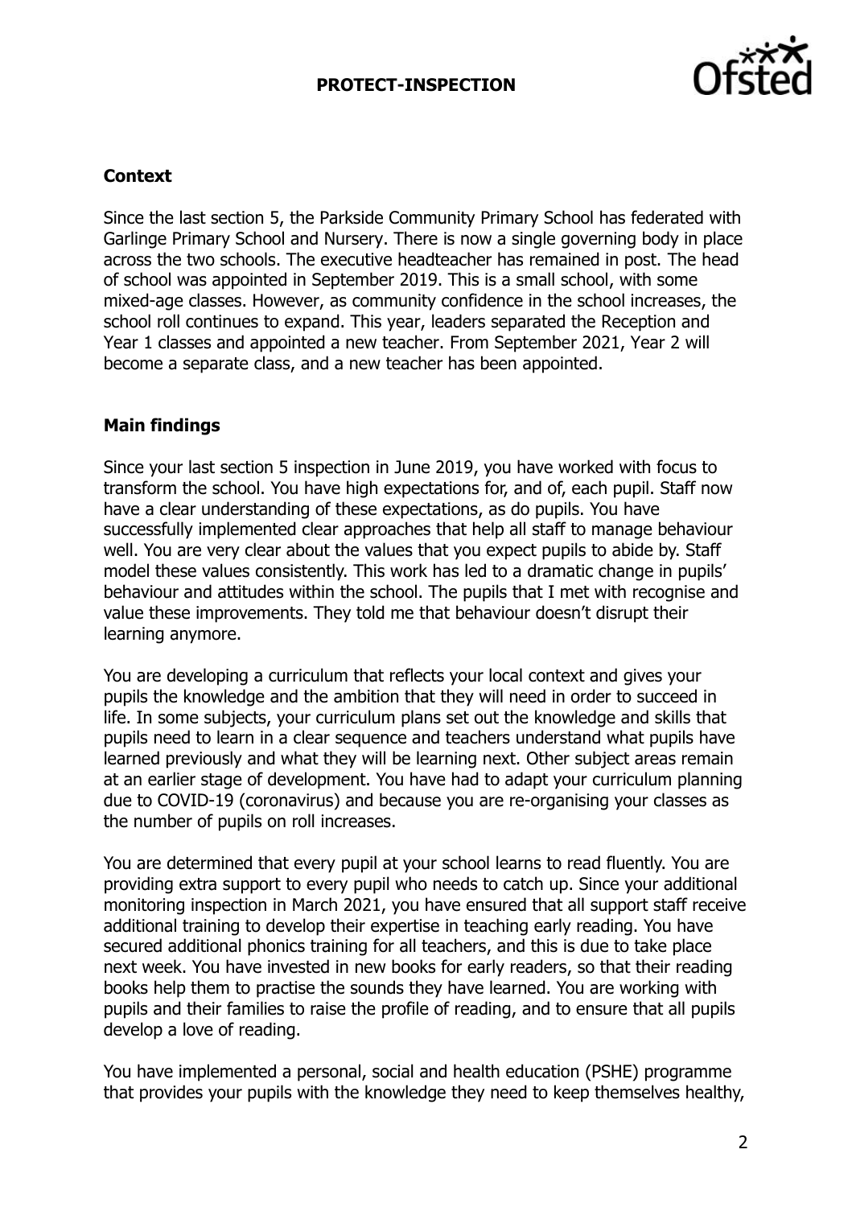## Context

Since the last section 5, the Parkside Community Primary School has federated with Garlinge Primary School and Nursery. There is now a single governing body in place across the two schools. The executive headteacher has remained in post. The head of school was appointed in September 2019. This is a small school, with some mixed-age classes. However, as community confidence in the school increases, the school roll continues to expand. This year, leaders separated the Reception and Year 1 classes and appointed a new teacher. From September 2021, Year 2 will become a separate class, and a new teacher has been appointed.

## Main findings

Since your last section 5 inspection in June 2019, you have worked with focus to transform the school. You have high expectations for, and of, each pupil. Staff now have a clear understanding of these expectations, as do pupils. You have successfully implemented clear approaches that help all staff to manage behaviour well. You are very clear about the values that you expect pupils to abide by. Staff model these values consistently. This work has led to a dramatic change in pupils' behaviour and attitudes within the school. The pupils that I met with recognise and value these improvements. They told me that behaviour doesn't disrupt their learning anymore.

You are developing a curriculum that reflects your local context and gives your pupils the knowledge and the ambition that they will need in order to succeed in life. In some subjects, your curriculum plans set out the knowledge and skills that pupils need to learn in a clear sequence and teachers understand what pupils have learned previously and what they will be learning next. Other subject areas remain at an earlier stage of development. You have had to adapt your curriculum planning due to COVID-19 (coronavirus) and because you are re-organising your classes as the number of pupils on roll increases.

You are determined that every pupil at your school learns to read fluently. You are providing extra support to every pupil who needs to catch up. Since your additional monitoring inspection in March 2021, you have ensured that all support staff receive additional training to develop their expertise in teaching early reading. You have secured additional phonics training for all teachers, and this is due to take place next week. You have invested in new books for early readers, so that their reading books help them to practise the sounds they have learned. You are working with pupils and their families to raise the profile of reading, and to ensure that all pupils develop a love of reading.

You have implemented a personal, social and health education (PSHE) programme that provides your pupils with the knowledge they need to keep themselves healthy,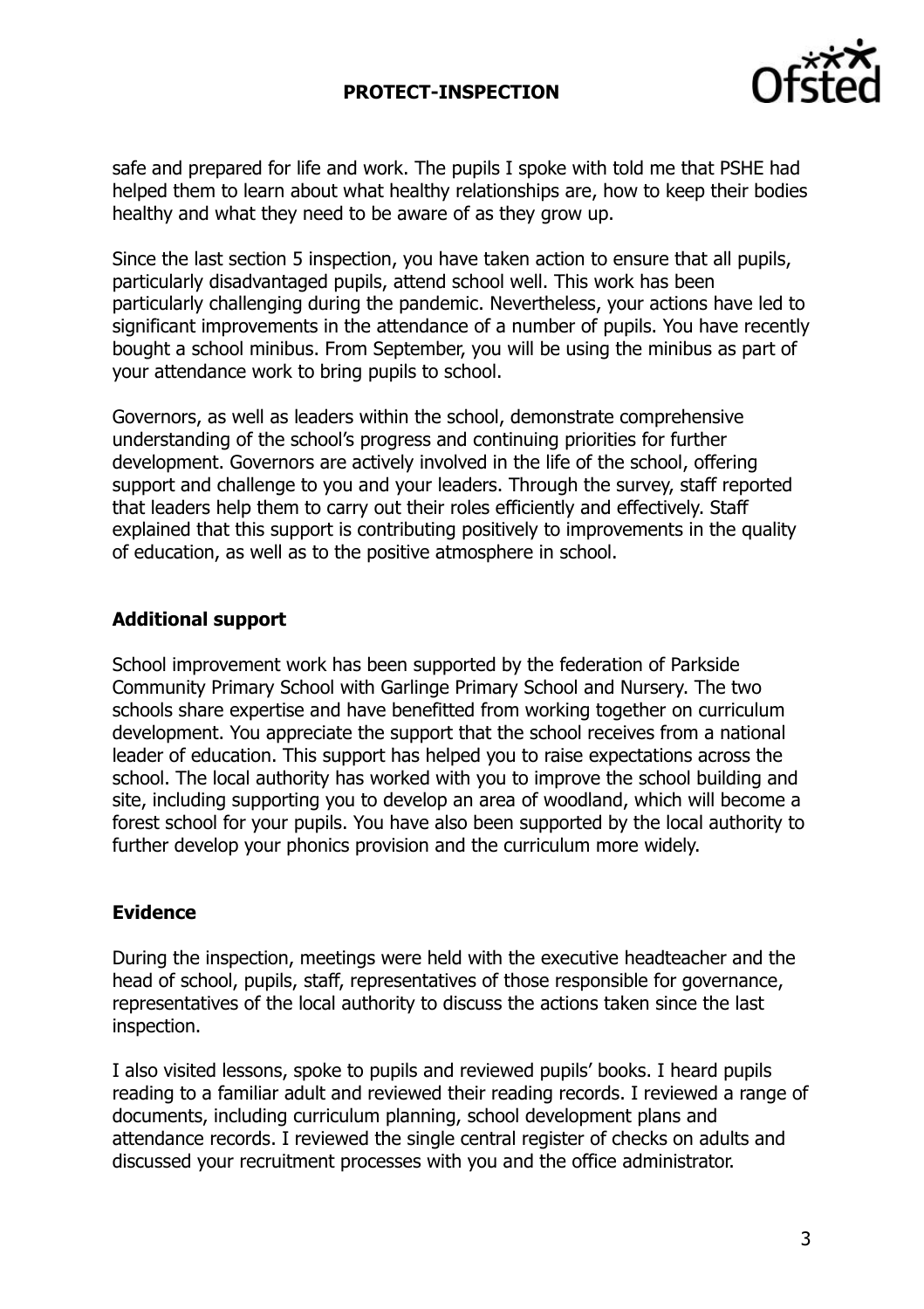safe and prepared for life and work. The pupils I spoke with told me that PSHE had helped them to learn about what healthy relationships are, how to keep their bodies healthy and what they need to be aware of as they grow up.

Since the last section 5 inspection, you have taken action to ensure that all pupils, particularly disadvantaged pupils, attend school well. This work has been particularly challenging during the pandemic. Nevertheless, your actions have led to significant improvements in the attendance of a number of pupils. You have recently bought a school minibus. From September, you will be using the minibus as part of your attendance work to bring pupils to school.

Governors, as well as leaders within the school, demonstrate comprehensive understanding of the school's progress and continuing priorities for further development. Governors are actively involved in the life of the school, offering support and challenge to you and your leaders. Through the survey, staff reported that leaders help them to carry out their roles efficiently and effectively. Staff explained that this support is contributing positively to improvements in the quality of education, as well as to the positive atmosphere in school.

## Additional support

School improvement work has been supported by the federation of Parkside Community Primary School with Garlinge Primary School and Nursery. The two schools share expertise and have benefitted from working together on curriculum development. You appreciate the support that the school receives from a national leader of education. This support has helped you to raise expectations across the school. The local authority has worked with you to improve the school building and site, including supporting you to develop an area of woodland, which will become a forest school for your pupils. You have also been supported by the local authority to further develop your phonics provision and the curriculum more widely.

## Evidence

During the inspection, meetings were held with the executive headteacher and the head of school, pupils, staff, representatives of those responsible for governance, representatives of the local authority to discuss the actions taken since the last inspection.

I also visited lessons, spoke to pupils and reviewed pupils' books. I heard pupils reading to a familiar adult and reviewed their reading records. I reviewed a range of documents, including curriculum planning, school development plans and attendance records. I reviewed the single central register of checks on adults and discussed your recruitment processes with you and the office administrator.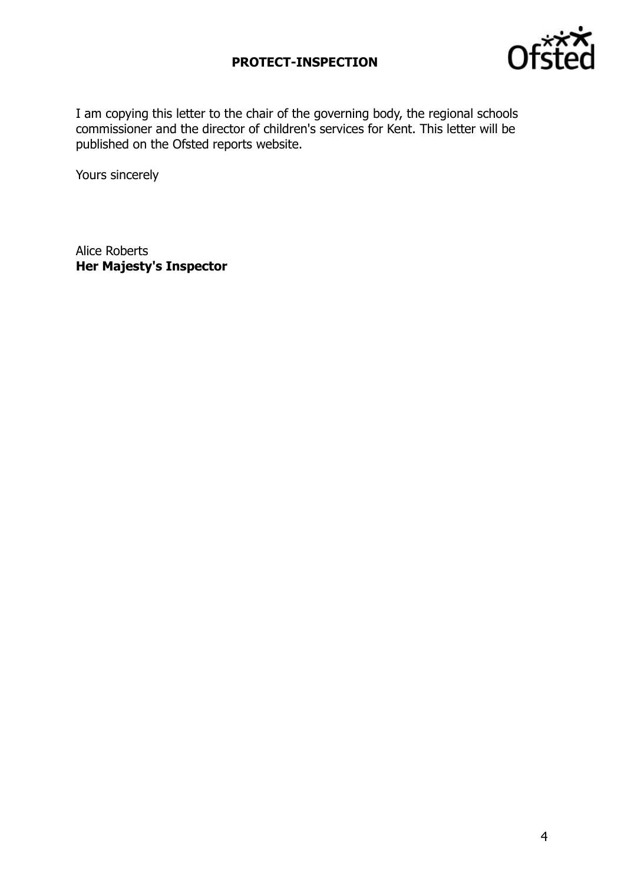I am copying this letter to the chair of the governing body, the regional schools commissioner and the director of children's services for Kent. This letter will be published on the Ofsted reports website.

Yours sincerely

Alice Roberts
**Her Majesty's Inspector**